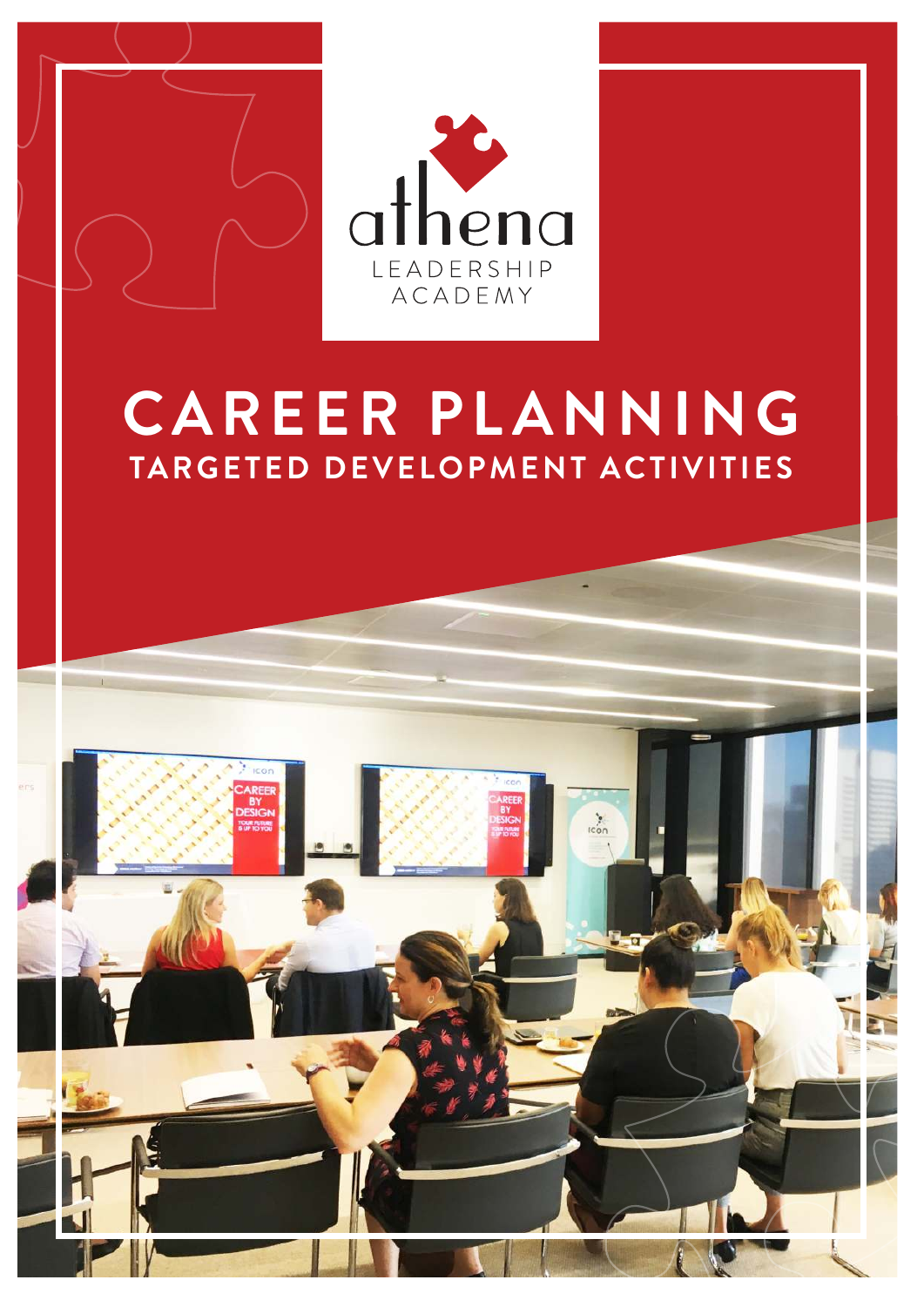athena

LEADERSHIP ACADEMY

# CAREER PLANNING

## TARGETED DEVELOPMENT ACTIVITIES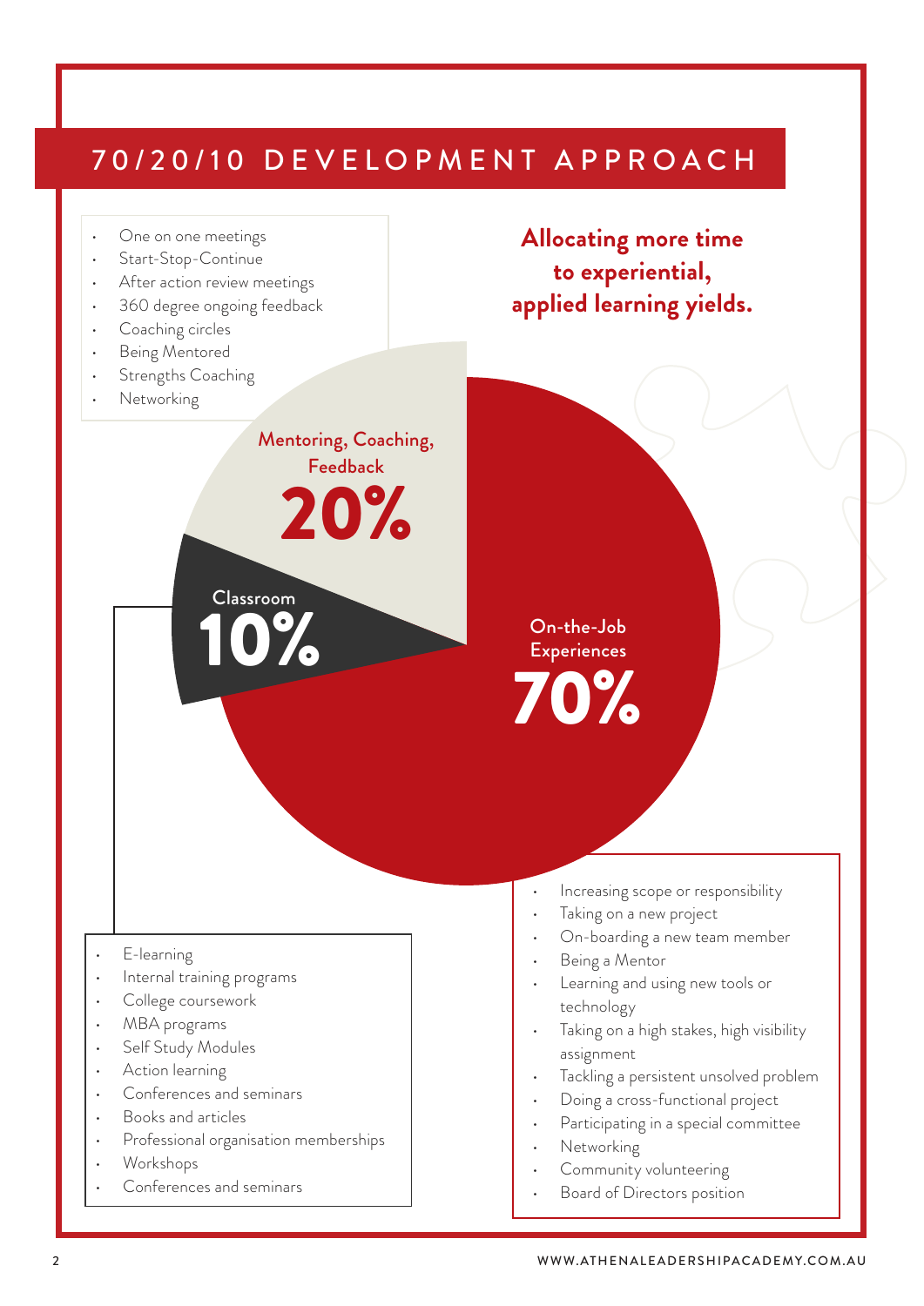# 70/20/10 DEVELOPMENT APPROACH

**Allocating more time to experiential, applied learning yields.**

## Mentoring, Coaching, Feedback — 20%

- One on one meetings
- Start-Stop-Continue
- After action review meetings
- 360 degree ongoing feedback
- Coaching circles
- Being Mentored
- Strengths Coaching
- Networking

## Classroom — 10%

- E-learning
- Internal training programs
- College coursework
- MBA programs
- Self Study Modules
- Action learning
- Conferences and seminars
- Books and articles
- Professional organisation memberships
- Workshops
- Conferences and seminars

## On-the-Job Experiences — 70%

- Increasing scope or responsibility
- Taking on a new project
- On-boarding a new team member
- Being a Mentor
- Learning and using new tools or technology
- Taking on a high stakes, high visibility assignment
- Tackling a persistent unsolved problem
- Doing a cross-functional project
- Participating in a special committee
- Networking
- Community volunteering
- Board of Directors position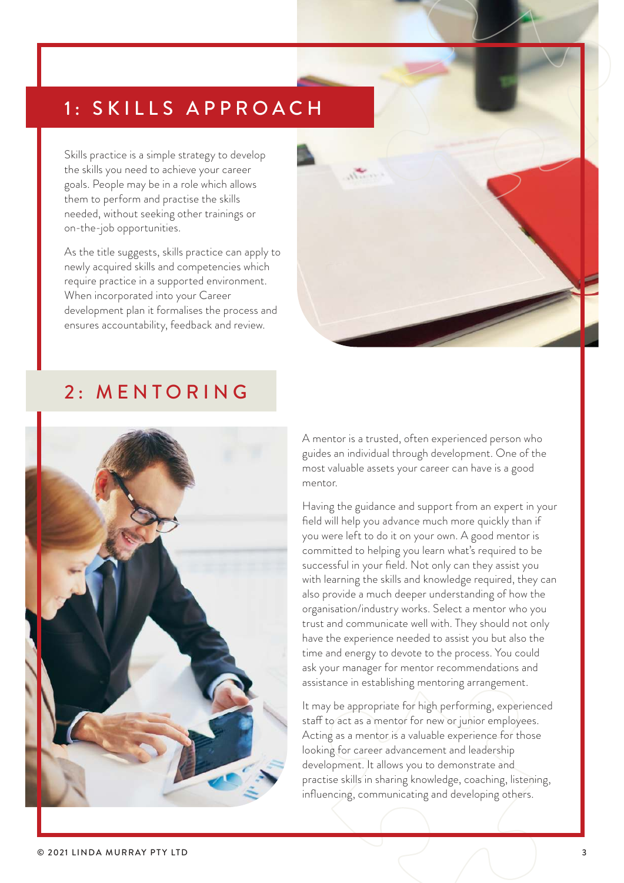## 1: SKILLS APPROACH

Skills practice is a simple strategy to develop the skills you need to achieve your career goals. People may be in a role which allows them to perform and practise the skills needed, without seeking other trainings or on-the-job opportunities.

As the title suggests, skills practice can apply to newly acquired skills and competencies which require practice in a supported environment. When incorporated into your Career development plan it formalises the process and ensures accountability, feedback and review.

## 2: MENTORING

A mentor is a trusted, often experienced person who guides an individual through development. One of the most valuable assets your career can have is a good mentor.

Having the guidance and support from an expert in your field will help you advance much more quickly than if you were left to do it on your own. A good mentor is committed to helping you learn what's required to be successful in your field. Not only can they assist you with learning the skills and knowledge required, they can also provide a much deeper understanding of how the organisation/industry works. Select a mentor who you trust and communicate well with. They should not only have the experience needed to assist you but also the time and energy to devote to the process. You could ask your manager for mentor recommendations and assistance in establishing mentoring arrangement.

It may be appropriate for high performing, experienced staff to act as a mentor for new or junior employees. Acting as a mentor is a valuable experience for those looking for career advancement and leadership development. It allows you to demonstrate and practise skills in sharing knowledge, coaching, listening, influencing, communicating and developing others.

© 2021 LINDA MURRAY PTY LTD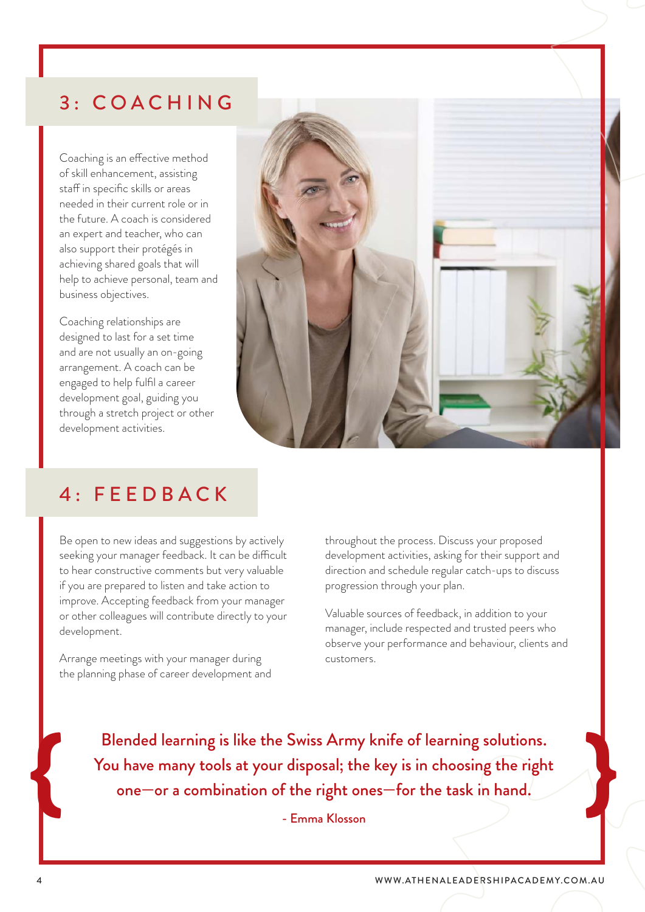## 3: COACHING

Coaching is an effective method of skill enhancement, assisting staff in specific skills or areas needed in their current role or in the future. A coach is considered an expert and teacher, who can also support their protégés in achieving shared goals that will help to achieve personal, team and business objectives.

Coaching relationships are designed to last for a set time and are not usually an on-going arrangement. A coach can be engaged to help fulfil a career development goal, guiding you through a stretch project or other development activities.

## 4: FEEDBACK

Be open to new ideas and suggestions by actively seeking your manager feedback. It can be difficult to hear constructive comments but very valuable if you are prepared to listen and take action to improve. Accepting feedback from your manager or other colleagues will contribute directly to your development.

Arrange meetings with your manager during the planning phase of career development and throughout the process. Discuss your proposed development activities, asking for their support and direction and schedule regular catch-ups to discuss progression through your plan.

Valuable sources of feedback, in addition to your manager, include respected and trusted peers who observe your performance and behaviour, clients and customers.

> **Blended learning is like the Swiss Army knife of learning solutions. You have many tools at your disposal; the key is in choosing the right one—or a combination of the right ones—for the task in hand.**
>
> - Emma Klosson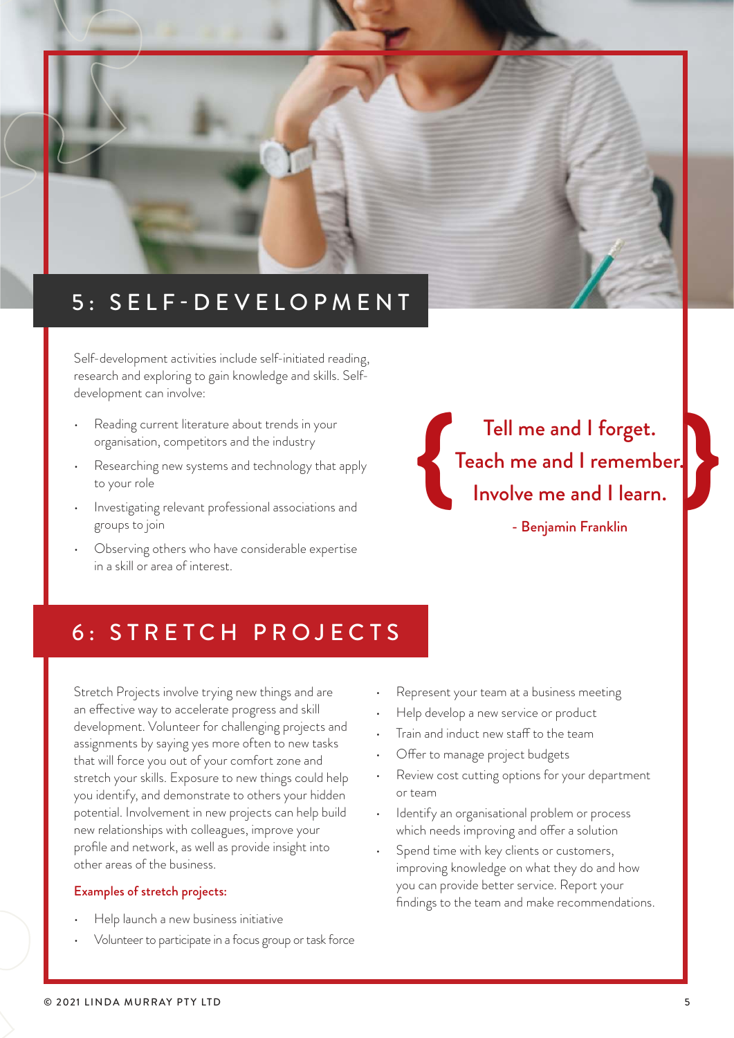## 5: SELF-DEVELOPMENT

Self-development activities include self-initiated reading, research and exploring to gain knowledge and skills. Self-development can involve:

- Reading current literature about trends in your organisation, competitors and the industry
- Researching new systems and technology that apply to your role
- Investigating relevant professional associations and groups to join
- Observing others who have considerable expertise in a skill or area of interest.

> **Tell me and I forget.**
> **Teach me and I remember.**
> **Involve me and I learn.**
>
> **- Benjamin Franklin**

## 6: STRETCH PROJECTS

Stretch Projects involve trying new things and are an effective way to accelerate progress and skill development. Volunteer for challenging projects and assignments by saying yes more often to new tasks that will force you out of your comfort zone and stretch your skills. Exposure to new things could help you identify, and demonstrate to others your hidden potential. Involvement in new projects can help build new relationships with colleagues, improve your profile and network, as well as provide insight into other areas of the business.

**Examples of stretch projects:**

- Help launch a new business initiative
- Volunteer to participate in a focus group or task force
- Represent your team at a business meeting
- Help develop a new service or product
- Train and induct new staff to the team
- Offer to manage project budgets
- Review cost cutting options for your department or team
- Identify an organisational problem or process which needs improving and offer a solution
- Spend time with key clients or customers, improving knowledge on what they do and how you can provide better service. Report your findings to the team and make recommendations.

© 2021 LINDA MURRAY PTY LTD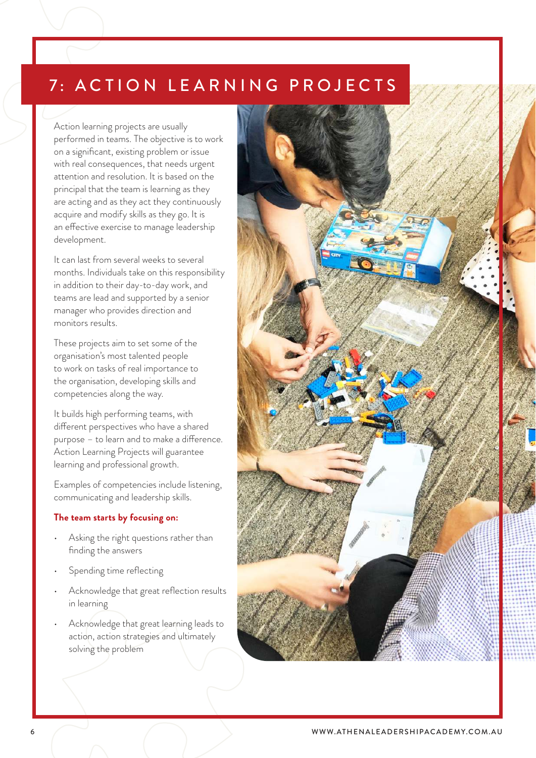# 7: ACTION LEARNING PROJECTS

Action learning projects are usually performed in teams. The objective is to work on a significant, existing problem or issue with real consequences, that needs urgent attention and resolution. It is based on the principal that the team is learning as they are acting and as they act they continuously acquire and modify skills as they go. It is an effective exercise to manage leadership development.

It can last from several weeks to several months. Individuals take on this responsibility in addition to their day-to-day work, and teams are lead and supported by a senior manager who provides direction and monitors results.

These projects aim to set some of the organisation's most talented people to work on tasks of real importance to the organisation, developing skills and competencies along the way.

It builds high performing teams, with different perspectives who have a shared purpose – to learn and to make a difference. Action Learning Projects will guarantee learning and professional growth.

Examples of competencies include listening, communicating and leadership skills.

**The team starts by focusing on:**

- Asking the right questions rather than finding the answers
- Spending time reflecting
- Acknowledge that great reflection results in learning
- Acknowledge that great learning leads to action, action strategies and ultimately solving the problem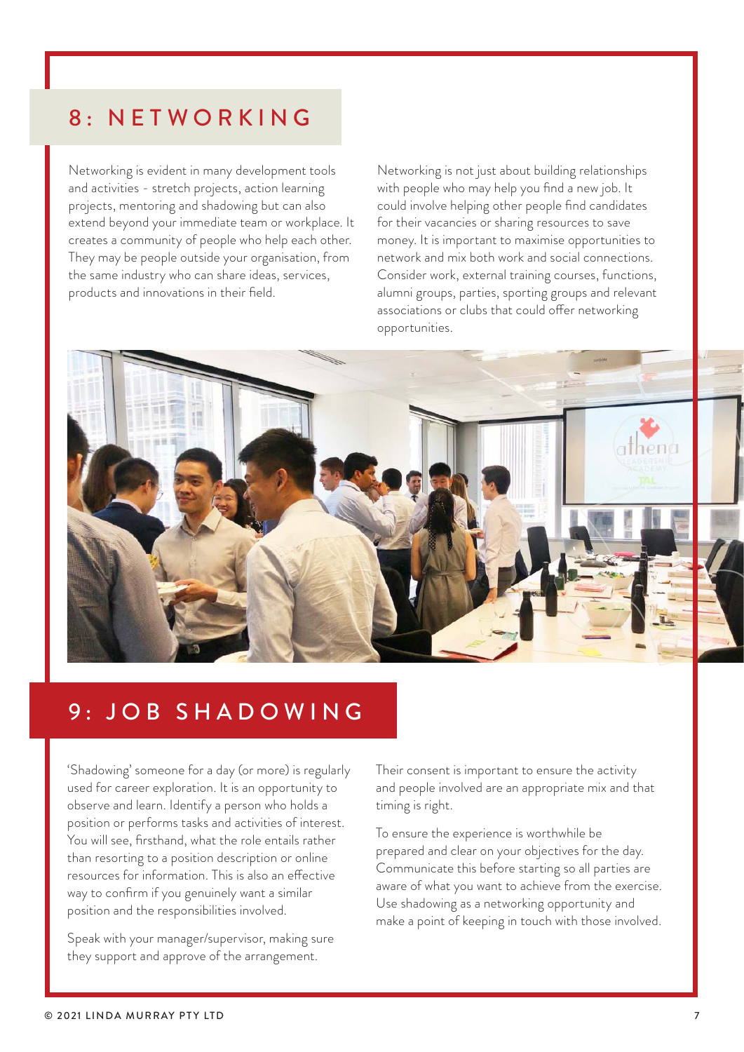## 8: NETWORKING

Networking is evident in many development tools and activities - stretch projects, action learning projects, mentoring and shadowing but can also extend beyond your immediate team or workplace. It creates a community of people who help each other. They may be people outside your organisation, from the same industry who can share ideas, services, products and innovations in their field.

Networking is not just about building relationships with people who may help you find a new job. It could involve helping other people find candidates for their vacancies or sharing resources to save money. It is important to maximise opportunities to network and mix both work and social connections. Consider work, external training courses, functions, alumni groups, parties, sporting groups and relevant associations or clubs that could offer networking opportunities.

## 9: JOB SHADOWING

'Shadowing' someone for a day (or more) is regularly used for career exploration. It is an opportunity to observe and learn. Identify a person who holds a position or performs tasks and activities of interest. You will see, firsthand, what the role entails rather than resorting to a position description or online resources for information. This is also an effective way to confirm if you genuinely want a similar position and the responsibilities involved.

Speak with your manager/supervisor, making sure they support and approve of the arrangement.

Their consent is important to ensure the activity and people involved are an appropriate mix and that timing is right.

To ensure the experience is worthwhile be prepared and clear on your objectives for the day. Communicate this before starting so all parties are aware of what you want to achieve from the exercise. Use shadowing as a networking opportunity and make a point of keeping in touch with those involved.

© 2021 LINDA MURRAY PTY LTD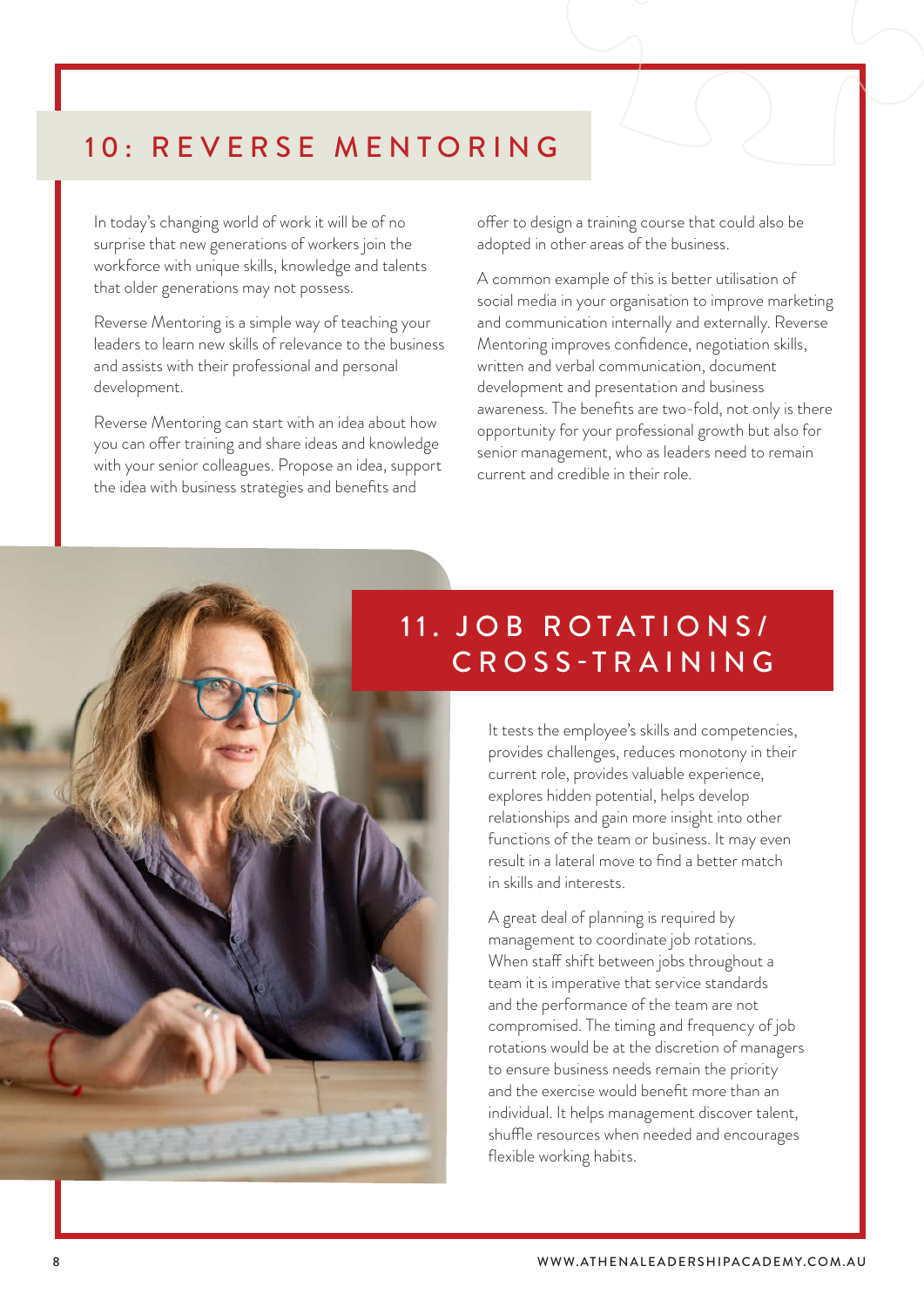## 10: REVERSE MENTORING

In today's changing world of work it will be of no surprise that new generations of workers join the workforce with unique skills, knowledge and talents that older generations may not possess.

Reverse Mentoring is a simple way of teaching your leaders to learn new skills of relevance to the business and assists with their professional and personal development.

Reverse Mentoring can start with an idea about how you can offer training and share ideas and knowledge with your senior colleagues. Propose an idea, support the idea with business strategies and benefits and offer to design a training course that could also be adopted in other areas of the business.

A common example of this is better utilisation of social media in your organisation to improve marketing and communication internally and externally. Reverse Mentoring improves confidence, negotiation skills, written and verbal communication, document development and presentation and business awareness. The benefits are two-fold, not only is there opportunity for your professional growth but also for senior management, who as leaders need to remain current and credible in their role.

## 11. JOB ROTATIONS/ CROSS-TRAINING

It tests the employee's skills and competencies, provides challenges, reduces monotony in their current role, provides valuable experience, explores hidden potential, helps develop relationships and gain more insight into other functions of the team or business. It may even result in a lateral move to find a better match in skills and interests.

A great deal of planning is required by management to coordinate job rotations. When staff shift between jobs throughout a team it is imperative that service standards and the performance of the team are not compromised. The timing and frequency of job rotations would be at the discretion of managers to ensure business needs remain the priority and the exercise would benefit more than an individual. It helps management discover talent, shuffle resources when needed and encourages flexible working habits.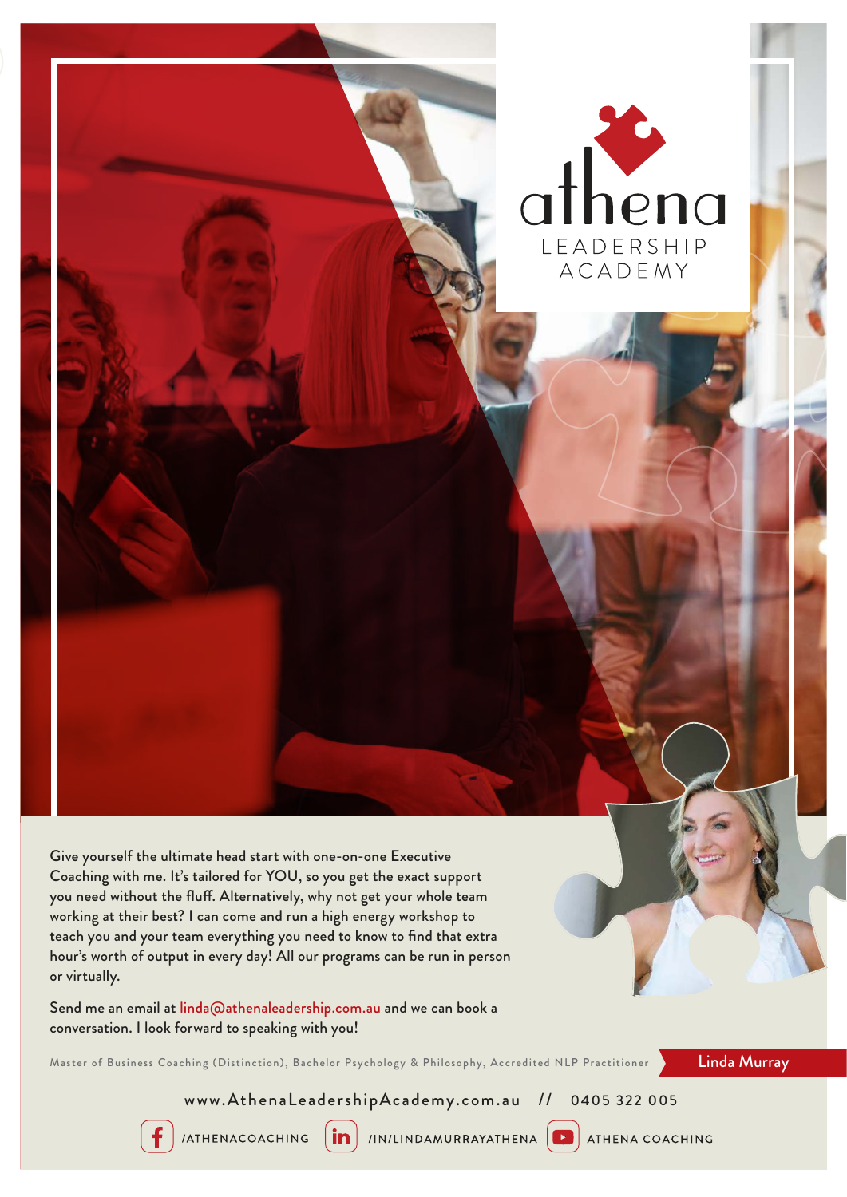# athena

LEADERSHIP ACADEMY

Give yourself the ultimate head start with one-on-one Executive Coaching with me. It's tailored for YOU, so you get the exact support you need without the fluff. Alternatively, why not get your whole team working at their best? I can come and run a high energy workshop to teach you and your team everything you need to know to find that extra hour's worth of output in every day! All our programs can be run in person or virtually.

Send me an email at linda@athenaleadership.com.au and we can book a conversation. I look forward to speaking with you!

Master of Business Coaching (Distinction), Bachelor Psychology & Philosophy, Accredited NLP Practitioner

**Linda Murray**

www.AthenaLeadershipAcademy.com.au // 0405 322 005

/ATHENACOACHING /IN/LINDAMURRAYATHENA ATHENA COACHING